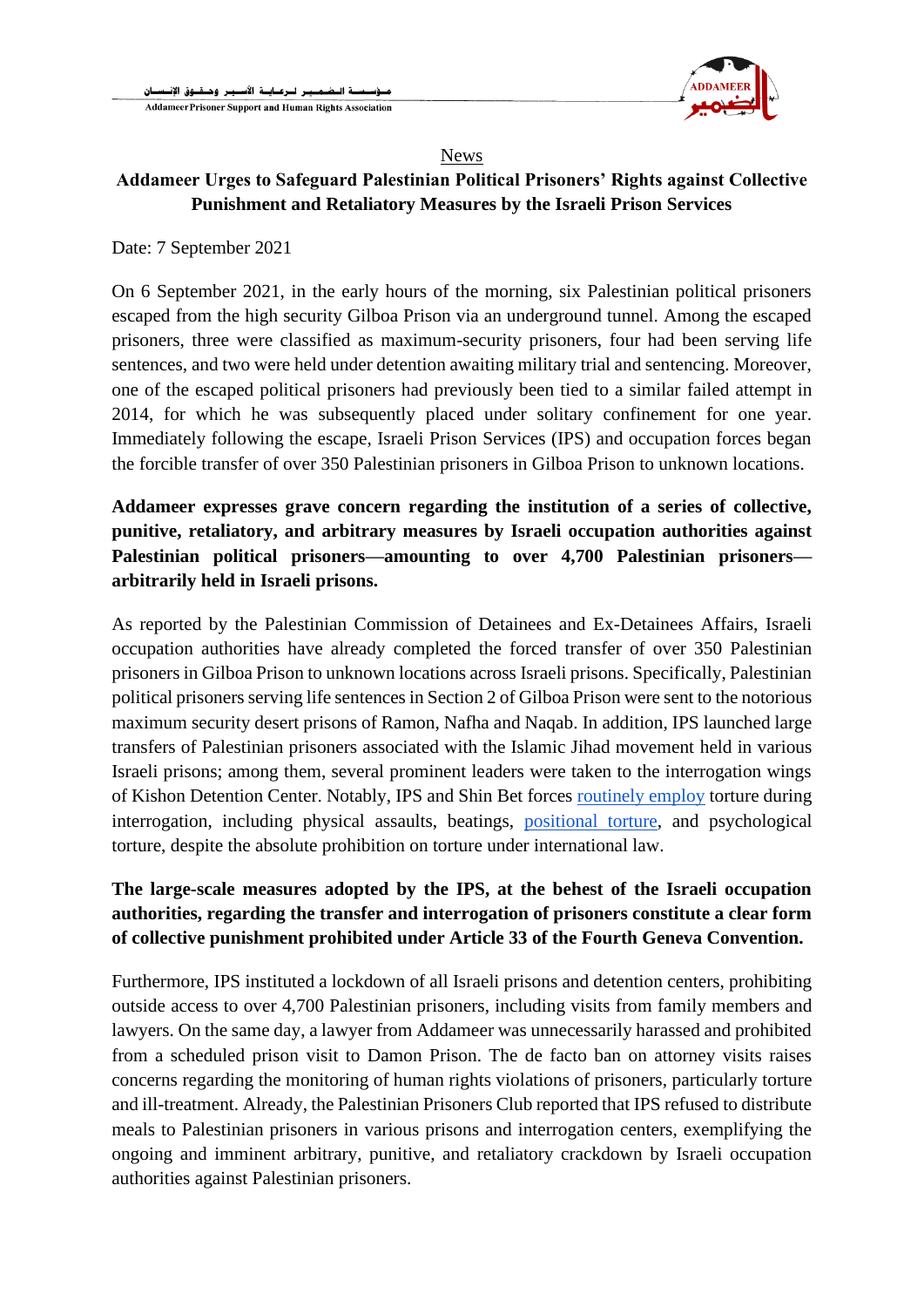News

# Addameer Urges to Safeguard Palestinian Political Prisoners' Rights against Collective Punishment and Retaliatory Measures by the Israeli Prison Services

Date: 7 September 2021

On 6 September 2021, in the early hours of the morning, six Palestinian political prisoners escaped from the high security Gilboa Prison via an underground tunnel. Among the escaped prisoners, three were classified as maximum-security prisoners, four had been serving life sentences, and two were held under detention awaiting military trial and sentencing. Moreover, one of the escaped political prisoners had previously been tied to a similar failed attempt in 2014, for which he was subsequently placed under solitary confinement for one year. Immediately following the escape, Israeli Prison Services (IPS) and occupation forces began the forcible transfer of over 350 Palestinian prisoners in Gilboa Prison to unknown locations.

**Addameer expresses grave concern regarding the institution of a series of collective, punitive, retaliatory, and arbitrary measures by Israeli occupation authorities against Palestinian political prisoners—amounting to over 4,700 Palestinian prisoners—arbitrarily held in Israeli prisons.**

As reported by the Palestinian Commission of Detainees and Ex-Detainees Affairs, Israeli occupation authorities have already completed the forced transfer of over 350 Palestinian prisoners in Gilboa Prison to unknown locations across Israeli prisons. Specifically, Palestinian political prisoners serving life sentences in Section 2 of Gilboa Prison were sent to the notorious maximum security desert prisons of Ramon, Nafha and Naqab. In addition, IPS launched large transfers of Palestinian prisoners associated with the Islamic Jihad movement held in various Israeli prisons; among them, several prominent leaders were taken to the interrogation wings of Kishon Detention Center. Notably, IPS and Shin Bet forces routinely employ torture during interrogation, including physical assaults, beatings, positional torture, and psychological torture, despite the absolute prohibition on torture under international law.

**The large-scale measures adopted by the IPS, at the behest of the Israeli occupation authorities, regarding the transfer and interrogation of prisoners constitute a clear form of collective punishment prohibited under Article 33 of the Fourth Geneva Convention.**

Furthermore, IPS instituted a lockdown of all Israeli prisons and detention centers, prohibiting outside access to over 4,700 Palestinian prisoners, including visits from family members and lawyers. On the same day, a lawyer from Addameer was unnecessarily harassed and prohibited from a scheduled prison visit to Damon Prison. The de facto ban on attorney visits raises concerns regarding the monitoring of human rights violations of prisoners, particularly torture and ill-treatment. Already, the Palestinian Prisoners Club reported that IPS refused to distribute meals to Palestinian prisoners in various prisons and interrogation centers, exemplifying the ongoing and imminent arbitrary, punitive, and retaliatory crackdown by Israeli occupation authorities against Palestinian prisoners.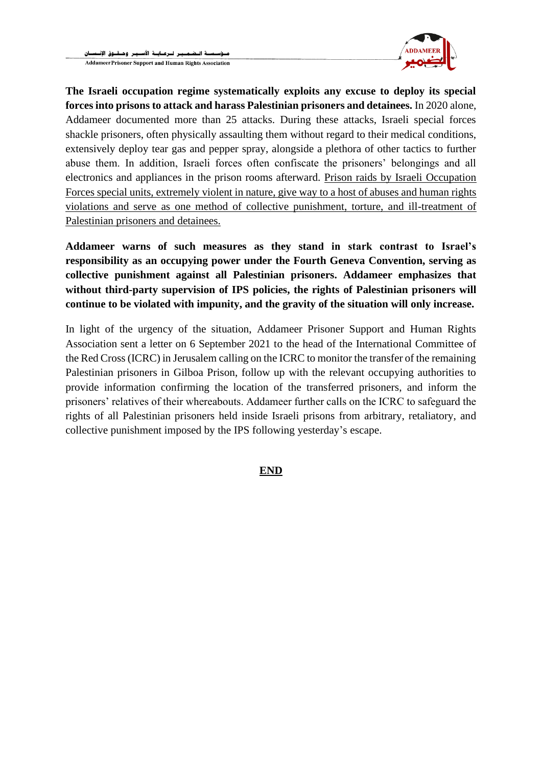**The Israeli occupation regime systematically exploits any excuse to deploy its special forces into prisons to attack and harass Palestinian prisoners and detainees.** In 2020 alone, Addameer documented more than 25 attacks. During these attacks, Israeli special forces shackle prisoners, often physically assaulting them without regard to their medical conditions, extensively deploy tear gas and pepper spray, alongside a plethora of other tactics to further abuse them. In addition, Israeli forces often confiscate the prisoners' belongings and all electronics and appliances in the prison rooms afterward. <u>Prison raids by Israeli Occupation Forces special units, extremely violent in nature, give way to a host of abuses and human rights violations and serve as one method of collective punishment, torture, and ill-treatment of Palestinian prisoners and detainees.</u>

**Addameer warns of such measures as they stand in stark contrast to Israel's responsibility as an occupying power under the Fourth Geneva Convention, serving as collective punishment against all Palestinian prisoners. Addameer emphasizes that without third-party supervision of IPS policies, the rights of Palestinian prisoners will continue to be violated with impunity, and the gravity of the situation will only increase.**

In light of the urgency of the situation, Addameer Prisoner Support and Human Rights Association sent a letter on 6 September 2021 to the head of the International Committee of the Red Cross (ICRC) in Jerusalem calling on the ICRC to monitor the transfer of the remaining Palestinian prisoners in Gilboa Prison, follow up with the relevant occupying authorities to provide information confirming the location of the transferred prisoners, and inform the prisoners' relatives of their whereabouts. Addameer further calls on the ICRC to safeguard the rights of all Palestinian prisoners held inside Israeli prisons from arbitrary, retaliatory, and collective punishment imposed by the IPS following yesterday's escape.

**<u>END</u>**